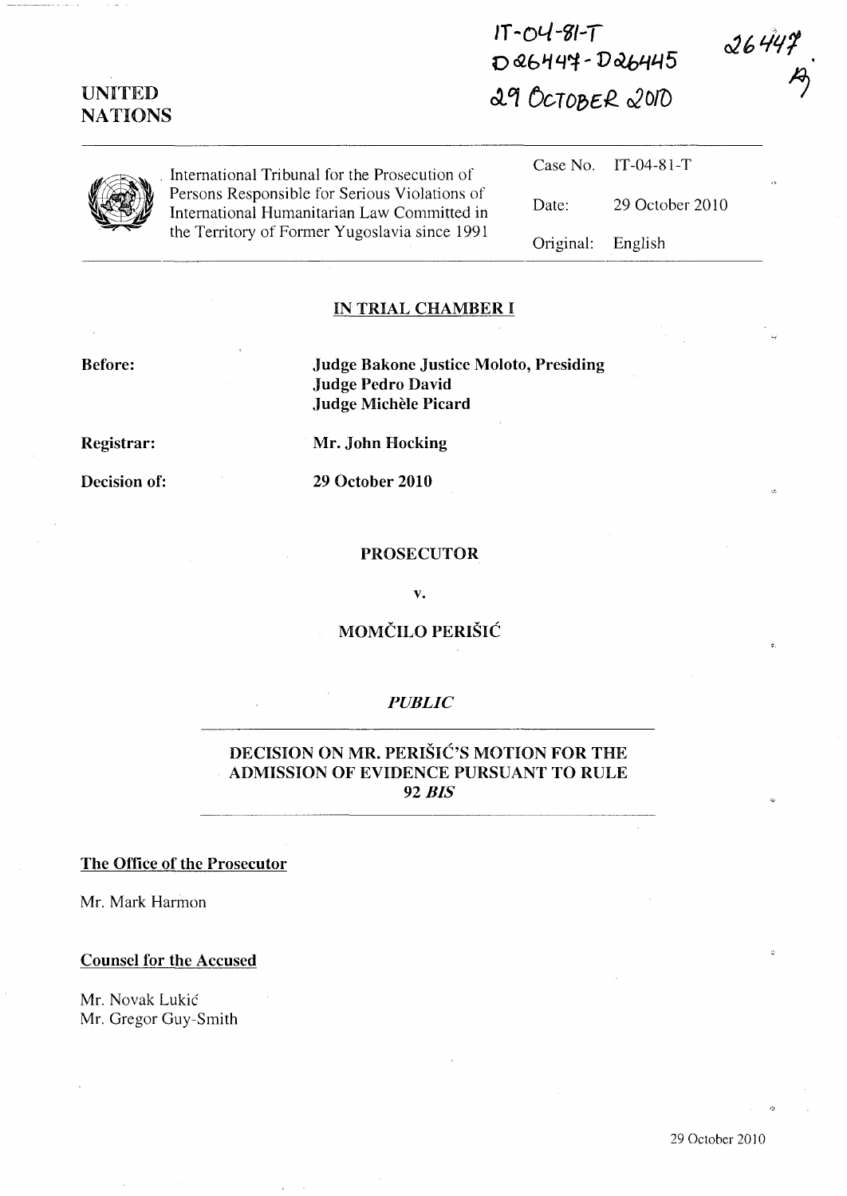IT-04-81-T
D26447 - D26445
29 OCTOBER 2010

26447

**UNITED NATIONS**

International Tribunal for the Prosecution of Persons Responsible for Serious Violations of International Humanitarian Law Committed in the Territory of Former Yugoslavia since 1991

| | |
|---|---|
| Case No. | IT-04-81-T |
| Date: | 29 October 2010 |
| Original: | English |

## IN TRIAL CHAMBER I

**Before:** **Judge Bakone Justice Moloto, Presiding**
**Judge Pedro David**
**Judge Michèle Picard**

**Registrar:** **Mr. John Hocking**

**Decision of:** **29 October 2010**

**PROSECUTOR**

**v.**

**MOMČILO PERIŠIĆ**

***PUBLIC***

## DECISION ON MR. PERIŠIĆ'S MOTION FOR THE ADMISSION OF EVIDENCE PURSUANT TO RULE 92 *BIS*

**The Office of the Prosecutor**

Mr. Mark Harmon

**Counsel for the Accused**

Mr. Novak Lukić
Mr. Gregor Guy-Smith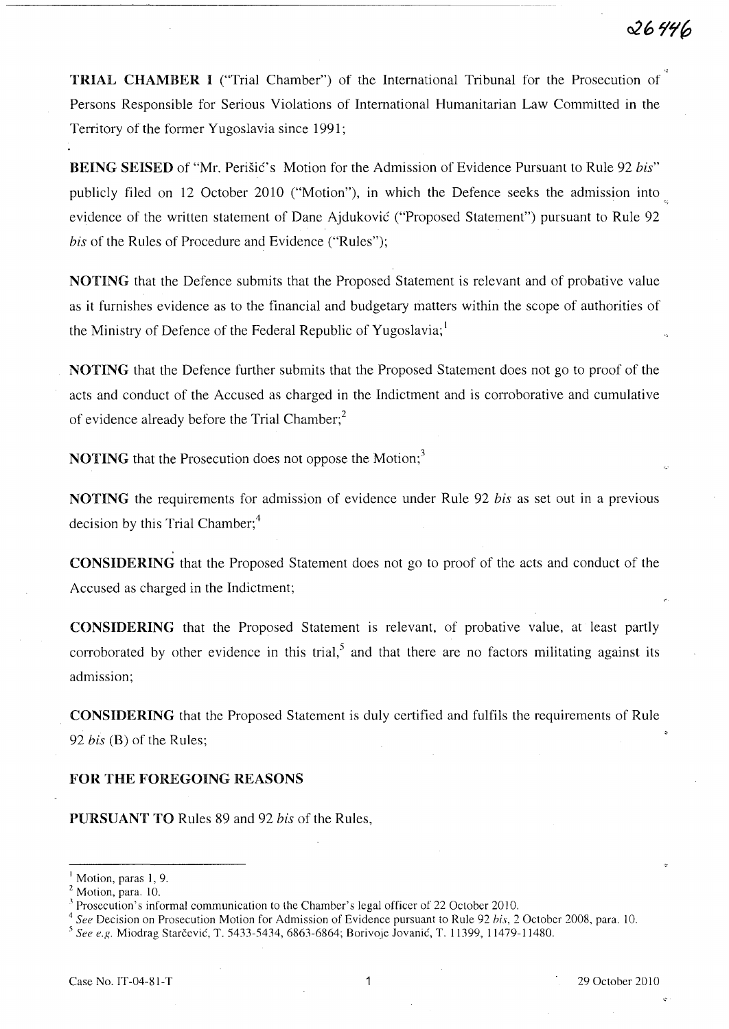**TRIAL CHAMBER I** ("Trial Chamber") of the International Tribunal for the Prosecution of Persons Responsible for Serious Violations of International Humanitarian Law Committed in the Territory of the former Yugoslavia since 1991;

**BEING SEISED** of "Mr. Perišić's Motion for the Admission of Evidence Pursuant to Rule 92 *bis*" publicly filed on 12 October 2010 ("Motion"), in which the Defence seeks the admission into evidence of the written statement of Dane Ajduković ("Proposed Statement") pursuant to Rule 92 *bis* of the Rules of Procedure and Evidence ("Rules");

**NOTING** that the Defence submits that the Proposed Statement is relevant and of probative value as it furnishes evidence as to the financial and budgetary matters within the scope of authorities of the Ministry of Defence of the Federal Republic of Yugoslavia;[1]

**NOTING** that the Defence further submits that the Proposed Statement does not go to proof of the acts and conduct of the Accused as charged in the Indictment and is corroborative and cumulative of evidence already before the Trial Chamber;[2]

**NOTING** that the Prosecution does not oppose the Motion;[3]

**NOTING** the requirements for admission of evidence under Rule 92 *bis* as set out in a previous decision by this Trial Chamber;[4]

**CONSIDERING** that the Proposed Statement does not go to proof of the acts and conduct of the Accused as charged in the Indictment;

**CONSIDERING** that the Proposed Statement is relevant, of probative value, at least partly corroborated by other evidence in this trial,[5] and that there are no factors militating against its admission;

**CONSIDERING** that the Proposed Statement is duly certified and fulfils the requirements of Rule 92 *bis* (B) of the Rules;

**FOR THE FOREGOING REASONS**

**PURSUANT TO** Rules 89 and 92 *bis* of the Rules,

---

[1] Motion, paras 1, 9.

[2] Motion, para. 10.

[3] Prosecution's informal communication to the Chamber's legal officer of 22 October 2010.

[4] *See* Decision on Prosecution Motion for Admission of Evidence pursuant to Rule 92 *bis*, 2 October 2008, para. 10.

[5] *See e.g.* Miodrag Starčević, T. 5433-5434, 6863-6864; Borivoje Jovanić, T. 11399, 11479-11480.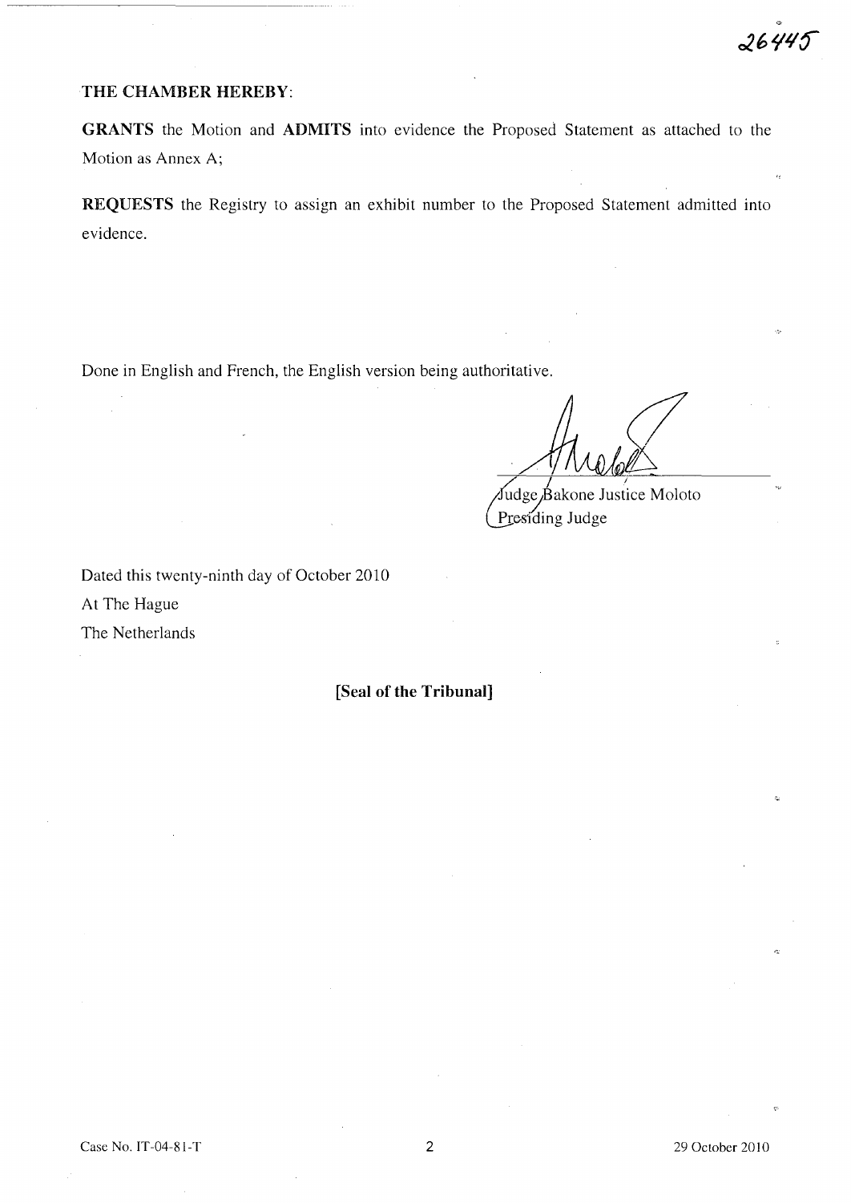**THE CHAMBER HEREBY**:

**GRANTS** the Motion and **ADMITS** into evidence the Proposed Statement as attached to the Motion as Annex A;

**REQUESTS** the Registry to assign an exhibit number to the Proposed Statement admitted into evidence.

Done in English and French, the English version being authoritative.

Judge Bakone Justice Moloto
Presiding Judge

Dated this twenty-ninth day of October 2010
At The Hague
The Netherlands

**[Seal of the Tribunal]**